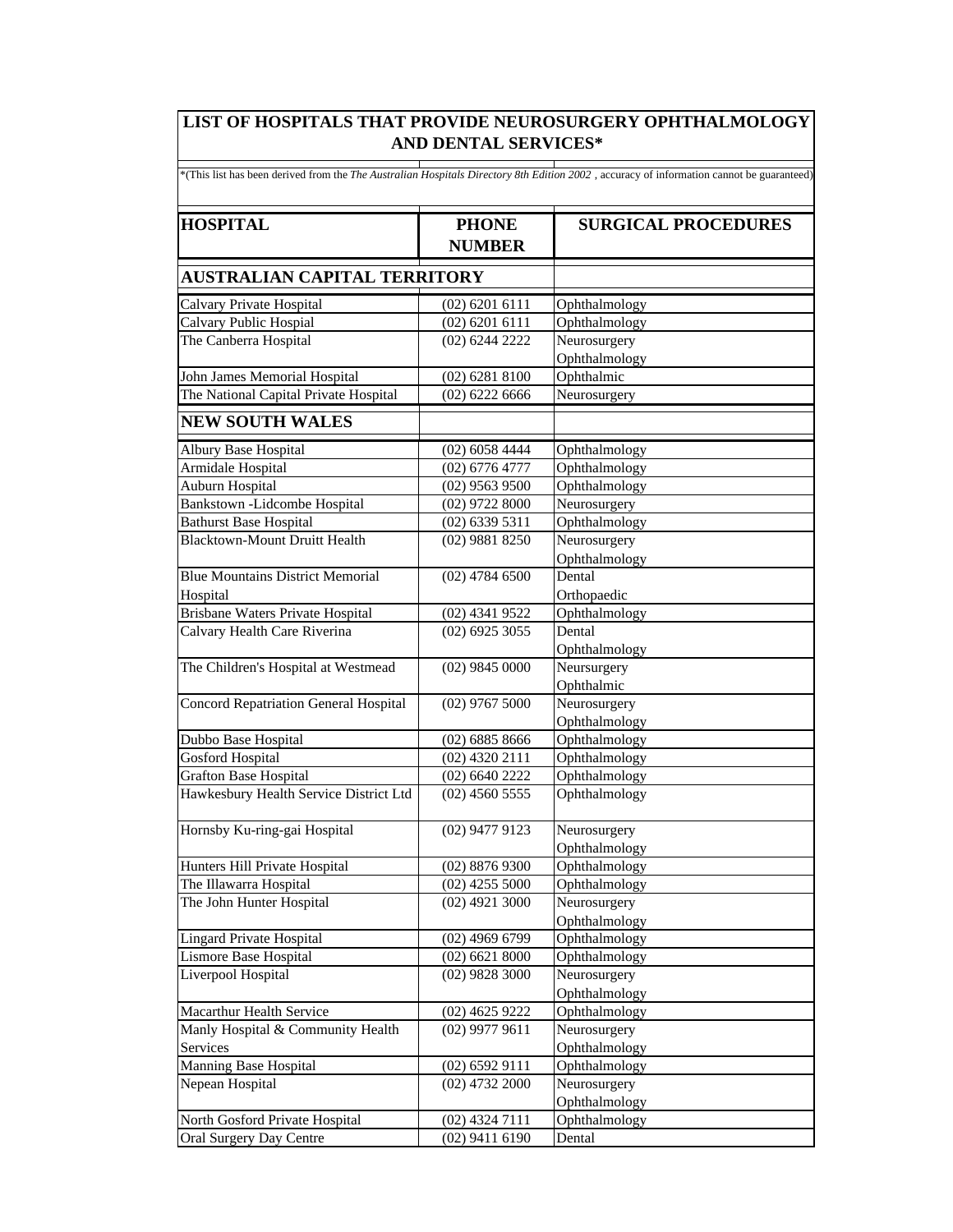# LIST OF HOSPITALS THAT PROVIDE NEUROSURGERY OPHTHALMOLOGY AND DENTAL SERVICES*

*(This list has been derived from the *The Australian Hospitals Directory 8th Edition 2002* , accuracy of information cannot be guaranteed)

| HOSPITAL | PHONE NUMBER | SURGICAL PROCEDURES |
|---|---|---|
| **AUSTRALIAN CAPITAL TERRITORY** | | |
| Calvary Private Hospital | (02) 6201 6111 | Ophthalmology |
| Calvary Public Hospial | (02) 6201 6111 | Ophthalmology |
| The Canberra Hospital | (02) 6244 2222 | Neurosurgery<br>Ophthalmology |
| John James Memorial Hospital | (02) 6281 8100 | Ophthalmic |
| The National Capital Private Hospital | (02) 6222 6666 | Neurosurgery |
| **NEW SOUTH WALES** | | |
| Albury Base Hospital | (02) 6058 4444 | Ophthalmology |
| Armidale Hospital | (02) 6776 4777 | Ophthalmology |
| Auburn Hospital | (02) 9563 9500 | Ophthalmology |
| Bankstown -Lidcombe Hospital | (02) 9722 8000 | Neurosurgery |
| Bathurst Base Hospital | (02) 6339 5311 | Ophthalmology |
| Blacktown-Mount Druitt Health | (02) 9881 8250 | Neurosurgery<br>Ophthalmology |
| Blue Mountains District Memorial Hospital | (02) 4784 6500 | Dental<br>Orthopaedic |
| Brisbane Waters Private Hospital | (02) 4341 9522 | Ophthalmology |
| Calvary Health Care Riverina | (02) 6925 3055 | Dental<br>Ophthalmology |
| The Children's Hospital at Westmead | (02) 9845 0000 | Neursurgery<br>Ophthalmic |
| Concord Repatriation General Hospital | (02) 9767 5000 | Neurosurgery<br>Ophthalmology |
| Dubbo Base Hospital | (02) 6885 8666 | Ophthalmology |
| Gosford Hospital | (02) 4320 2111 | Ophthalmology |
| Grafton Base Hospital | (02) 6640 2222 | Ophthalmology |
| Hawkesbury Health Service District Ltd | (02) 4560 5555 | Ophthalmology |
| Hornsby Ku-ring-gai Hospital | (02) 9477 9123 | Neurosurgery<br>Ophthalmology |
| Hunters Hill Private Hospital | (02) 8876 9300 | Ophthalmology |
| The Illawarra Hospital | (02) 4255 5000 | Ophthalmology |
| The John Hunter Hospital | (02) 4921 3000 | Neurosurgery<br>Ophthalmology |
| Lingard Private Hospital | (02) 4969 6799 | Ophthalmology |
| Lismore Base Hospital | (02) 6621 8000 | Ophthalmology |
| Liverpool Hospital | (02) 9828 3000 | Neurosurgery<br>Ophthalmology |
| Macarthur Health Service | (02) 4625 9222 | Ophthalmology |
| Manly Hospital & Community Health Services | (02) 9977 9611 | Neurosurgery<br>Ophthalmology |
| Manning Base Hospital | (02) 6592 9111 | Ophthalmology |
| Nepean Hospital | (02) 4732 2000 | Neurosurgery<br>Ophthalmology |
| North Gosford Private Hospital | (02) 4324 7111 | Ophthalmology |
| Oral Surgery Day Centre | (02) 9411 6190 | Dental |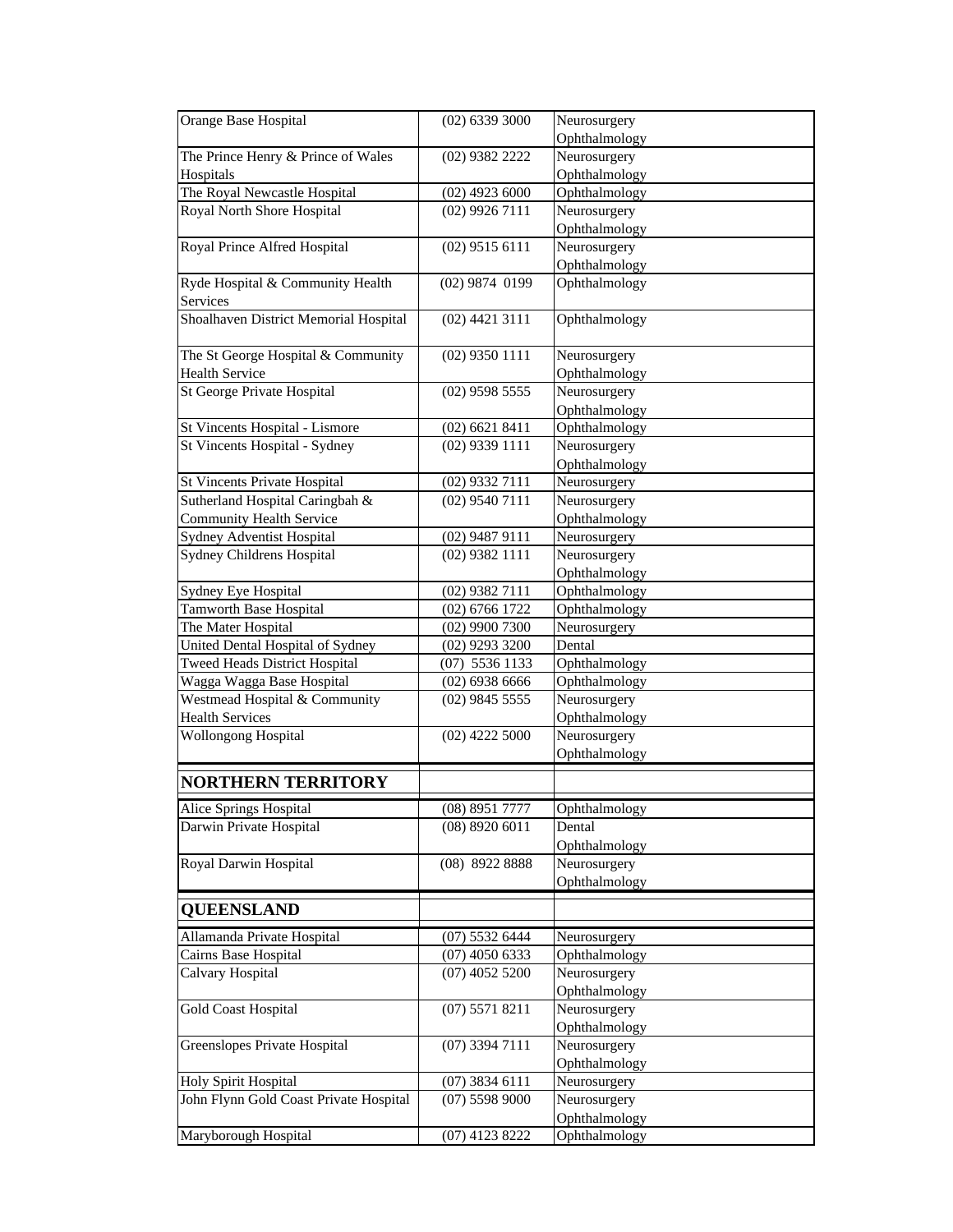| | | |
|---|---|---|
| Orange Base Hospital | (02) 6339 3000 | Neurosurgery<br>Ophthalmology |
| The Prince Henry & Prince of Wales Hospitals | (02) 9382 2222 | Neurosurgery<br>Ophthalmology |
| The Royal Newcastle Hospital | (02) 4923 6000 | Ophthalmology |
| Royal North Shore Hospital | (02) 9926 7111 | Neurosurgery<br>Ophthalmology |
| Royal Prince Alfred Hospital | (02) 9515 6111 | Neurosurgery<br>Ophthalmology |
| Ryde Hospital & Community Health Services | (02) 9874 0199 | Ophthalmology |
| Shoalhaven District Memorial Hospital | (02) 4421 3111 | Ophthalmology |
| The St George Hospital & Community Health Service | (02) 9350 1111 | Neurosurgery<br>Ophthalmology |
| St George Private Hospital | (02) 9598 5555 | Neurosurgery<br>Ophthalmology |
| St Vincents Hospital - Lismore | (02) 6621 8411 | Ophthalmology |
| St Vincents Hospital - Sydney | (02) 9339 1111 | Neurosurgery<br>Ophthalmology |
| St Vincents Private Hospital | (02) 9332 7111 | Neurosurgery |
| Sutherland Hospital Caringbah & Community Health Service | (02) 9540 7111 | Neurosurgery<br>Ophthalmology |
| Sydney Adventist Hospital | (02) 9487 9111 | Neurosurgery |
| Sydney Childrens Hospital | (02) 9382 1111 | Neurosurgery<br>Ophthalmology |
| Sydney Eye Hospital | (02) 9382 7111 | Ophthalmology |
| Tamworth Base Hospital | (02) 6766 1722 | Ophthalmology |
| The Mater Hospital | (02) 9900 7300 | Neurosurgery |
| United Dental Hospital of Sydney | (02) 9293 3200 | Dental |
| Tweed Heads District Hospital | (07) 5536 1133 | Ophthalmology |
| Wagga Wagga Base Hospital | (02) 6938 6666 | Ophthalmology |
| Westmead Hospital & Community Health Services | (02) 9845 5555 | Neurosurgery<br>Ophthalmology |
| Wollongong Hospital | (02) 4222 5000 | Neurosurgery<br>Ophthalmology |
| **NORTHERN TERRITORY** | | |
| Alice Springs Hospital | (08) 8951 7777 | Ophthalmology |
| Darwin Private Hospital | (08) 8920 6011 | Dental<br>Ophthalmology |
| Royal Darwin Hospital | (08) 8922 8888 | Neurosurgery<br>Ophthalmology |
| **QUEENSLAND** | | |
| Allamanda Private Hospital | (07) 5532 6444 | Neurosurgery |
| Cairns Base Hospital | (07) 4050 6333 | Ophthalmology |
| Calvary Hospital | (07) 4052 5200 | Neurosurgery<br>Ophthalmology |
| Gold Coast Hospital | (07) 5571 8211 | Neurosurgery<br>Ophthalmology |
| Greenslopes Private Hospital | (07) 3394 7111 | Neurosurgery<br>Ophthalmology |
| Holy Spirit Hospital | (07) 3834 6111 | Neurosurgery |
| John Flynn Gold Coast Private Hospital | (07) 5598 9000 | Neurosurgery<br>Ophthalmology |
| Maryborough Hospital | (07) 4123 8222 | Ophthalmology |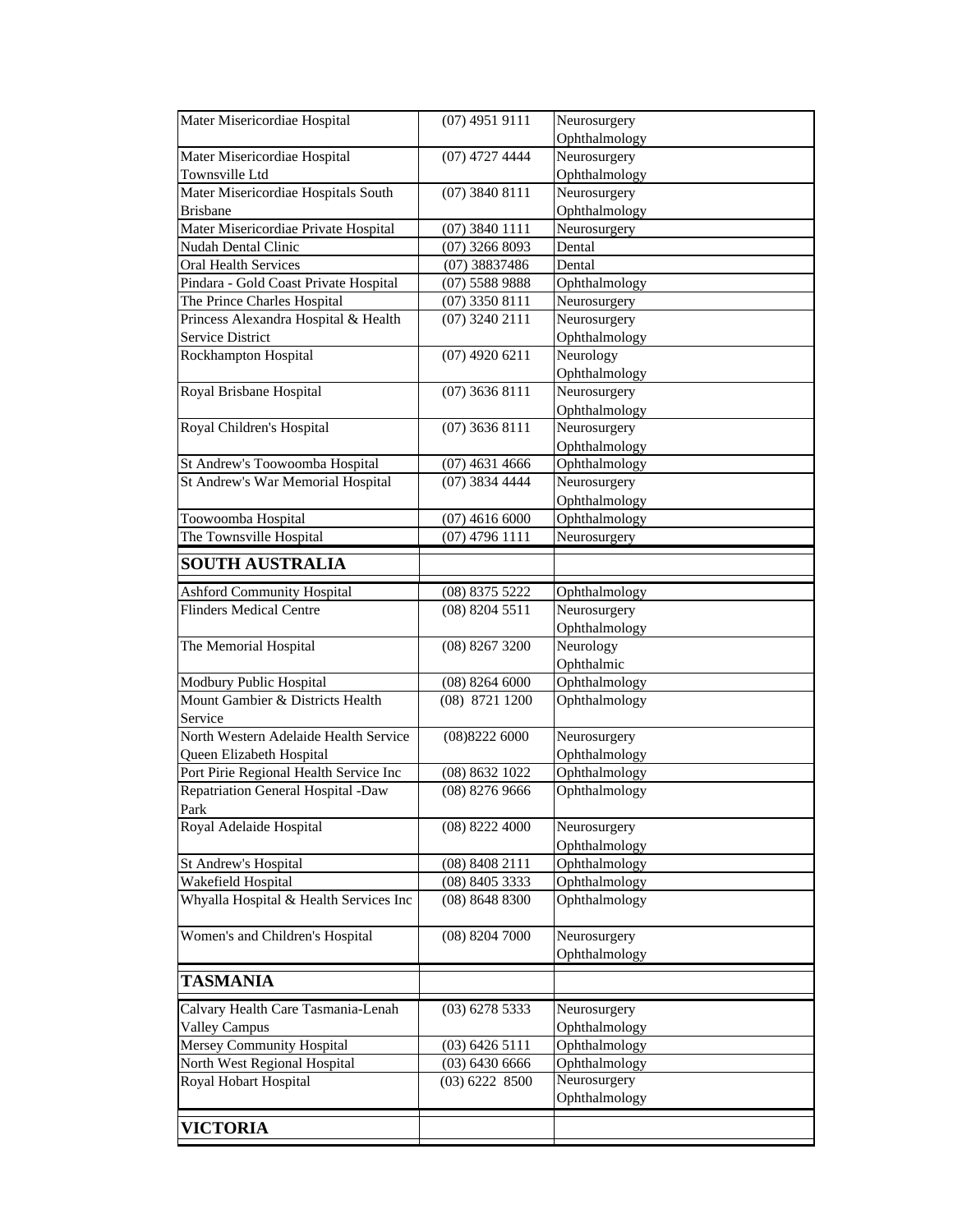| | | |
|---|---|---|
| Mater Misericordiae Hospital | (07) 4951 9111 | Neurosurgery<br>Ophthalmology |
| Mater Misericordiae Hospital Townsville Ltd | (07) 4727 4444 | Neurosurgery<br>Ophthalmology |
| Mater Misericordiae Hospitals South Brisbane | (07) 3840 8111 | Neurosurgery<br>Ophthalmology |
| Mater Misericordiae Private Hospital | (07) 3840 1111 | Neurosurgery |
| Nudah Dental Clinic | (07) 3266 8093 | Dental |
| Oral Health Services | (07) 38837486 | Dental |
| Pindara - Gold Coast Private Hospital | (07) 5588 9888 | Ophthalmology |
| The Prince Charles Hospital | (07) 3350 8111 | Neurosurgery |
| Princess Alexandra Hospital & Health Service District | (07) 3240 2111 | Neurosurgery<br>Ophthalmology |
| Rockhampton Hospital | (07) 4920 6211 | Neurology<br>Ophthalmology |
| Royal Brisbane Hospital | (07) 3636 8111 | Neurosurgery<br>Ophthalmology |
| Royal Children's Hospital | (07) 3636 8111 | Neurosurgery<br>Ophthalmology |
| St Andrew's Toowoomba Hospital | (07) 4631 4666 | Ophthalmology |
| St Andrew's War Memorial Hospital | (07) 3834 4444 | Neurosurgery<br>Ophthalmology |
| Toowoomba Hospital | (07) 4616 6000 | Ophthalmology |
| The Townsville Hospital | (07) 4796 1111 | Neurosurgery |
| **SOUTH AUSTRALIA** | | |
| Ashford Community Hospital | (08) 8375 5222 | Ophthalmology |
| Flinders Medical Centre | (08) 8204 5511 | Neurosurgery<br>Ophthalmology |
| The Memorial Hospital | (08) 8267 3200 | Neurology<br>Ophthalmic |
| Modbury Public Hospital | (08) 8264 6000 | Ophthalmology |
| Mount Gambier & Districts Health Service | (08) 8721 1200 | Ophthalmology |
| North Western Adelaide Health Service Queen Elizabeth Hospital | (08)8222 6000 | Neurosurgery<br>Ophthalmology |
| Port Pirie Regional Health Service Inc | (08) 8632 1022 | Ophthalmology |
| Repatriation General Hospital -Daw Park | (08) 8276 9666 | Ophthalmology |
| Royal Adelaide Hospital | (08) 8222 4000 | Neurosurgery<br>Ophthalmology |
| St Andrew's Hospital | (08) 8408 2111 | Ophthalmology |
| Wakefield Hospital | (08) 8405 3333 | Ophthalmology |
| Whyalla Hospital & Health Services Inc | (08) 8648 8300 | Ophthalmology |
| Women's and Children's Hospital | (08) 8204 7000 | Neurosurgery<br>Ophthalmology |
| **TASMANIA** | | |
| Calvary Health Care Tasmania-Lenah Valley Campus | (03) 6278 5333 | Neurosurgery<br>Ophthalmology |
| Mersey Community Hospital | (03) 6426 5111 | Ophthalmology |
| North West Regional Hospital | (03) 6430 6666 | Ophthalmology |
| Royal Hobart Hospital | (03) 6222 8500 | Neurosurgery<br>Ophthalmology |
| **VICTORIA** | | |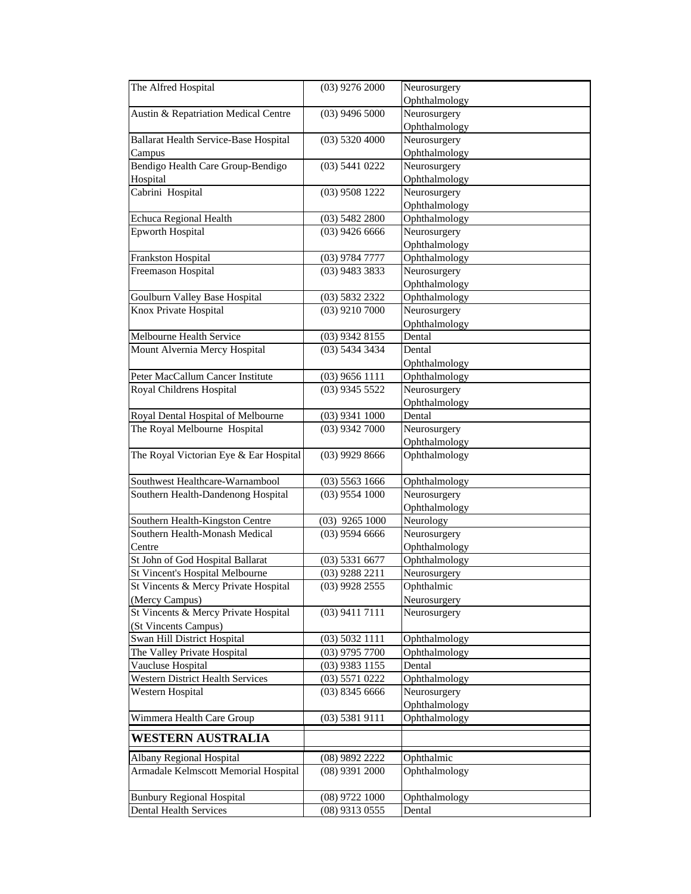| | | |
|---|---|---|
| The Alfred Hospital | (03) 9276 2000 | Neurosurgery<br>Ophthalmology |
| Austin & Repatriation Medical Centre | (03) 9496 5000 | Neurosurgery<br>Ophthalmology |
| Ballarat Health Service-Base Hospital Campus | (03) 5320 4000 | Neurosurgery<br>Ophthalmology |
| Bendigo Health Care Group-Bendigo Hospital | (03) 5441 0222 | Neurosurgery<br>Ophthalmology |
| Cabrini Hospital | (03) 9508 1222 | Neurosurgery<br>Ophthalmology |
| Echuca Regional Health | (03) 5482 2800 | Ophthalmology |
| Epworth Hospital | (03) 9426 6666 | Neurosurgery<br>Ophthalmology |
| Frankston Hospital | (03) 9784 7777 | Ophthalmology |
| Freemason Hospital | (03) 9483 3833 | Neurosurgery<br>Ophthalmology |
| Goulburn Valley Base Hospital | (03) 5832 2322 | Ophthalmology |
| Knox Private Hospital | (03) 9210 7000 | Neurosurgery<br>Ophthalmology |
| Melbourne Health Service | (03) 9342 8155 | Dental |
| Mount Alvernia Mercy Hospital | (03) 5434 3434 | Dental<br>Ophthalmology |
| Peter MacCallum Cancer Institute | (03) 9656 1111 | Ophthalmology |
| Royal Childrens Hospital | (03) 9345 5522 | Neurosurgery<br>Ophthalmology |
| Royal Dental Hospital of Melbourne | (03) 9341 1000 | Dental |
| The Royal Melbourne Hospital | (03) 9342 7000 | Neurosurgery<br>Ophthalmology |
| The Royal Victorian Eye & Ear Hospital | (03) 9929 8666 | Ophthalmology |
| Southwest Healthcare-Warnambool | (03) 5563 1666 | Ophthalmology |
| Southern Health-Dandenong Hospital | (03) 9554 1000 | Neurosurgery<br>Ophthalmology |
| Southern Health-Kingston Centre | (03) 9265 1000 | Neurology |
| Southern Health-Monash Medical Centre | (03) 9594 6666 | Neurosurgery<br>Ophthalmology |
| St John of God Hospital Ballarat | (03) 5331 6677 | Ophthalmology |
| St Vincent's Hospital Melbourne | (03) 9288 2211 | Neurosurgery |
| St Vincents & Mercy Private Hospital (Mercy Campus) | (03) 9928 2555 | Ophthalmic<br>Neurosurgery |
| St Vincents & Mercy Private Hospital (St Vincents Campus) | (03) 9411 7111 | Neurosurgery |
| Swan Hill District Hospital | (03) 5032 1111 | Ophthalmology |
| The Valley Private Hospital | (03) 9795 7700 | Ophthalmology |
| Vaucluse Hospital | (03) 9383 1155 | Dental |
| Western District Health Services | (03) 5571 0222 | Ophthalmology |
| Western Hospital | (03) 8345 6666 | Neurosurgery<br>Ophthalmology |
| Wimmera Health Care Group | (03) 5381 9111 | Ophthalmology |
| **WESTERN AUSTRALIA** | | |
| Albany Regional Hospital | (08) 9892 2222 | Ophthalmic |
| Armadale Kelmscott Memorial Hospital | (08) 9391 2000 | Ophthalmology |
| Bunbury Regional Hospital | (08) 9722 1000 | Ophthalmology |
| Dental Health Services | (08) 9313 0555 | Dental |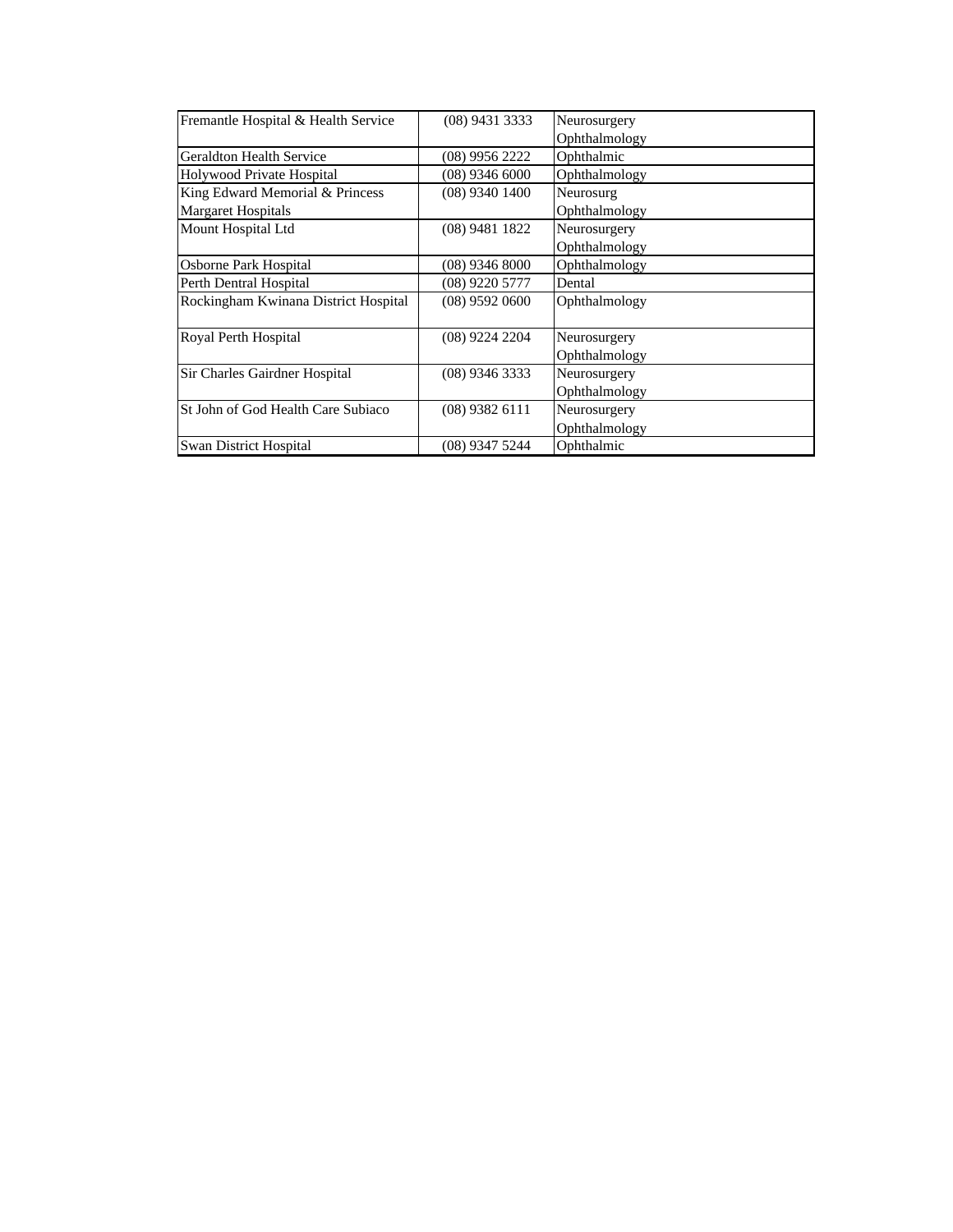| | | |
|---|---|---|
| Fremantle Hospital & Health Service | (08) 9431 3333 | Neurosurgery<br>Ophthalmology |
| Geraldton Health Service | (08) 9956 2222 | Ophthalmic |
| Holywood Private Hospital | (08) 9346 6000 | Ophthalmology |
| King Edward Memorial & Princess Margaret Hospitals | (08) 9340 1400 | Neurosurg<br>Ophthalmology |
| Mount Hospital Ltd | (08) 9481 1822 | Neurosurgery<br>Ophthalmology |
| Osborne Park Hospital | (08) 9346 8000 | Ophthalmology |
| Perth Dentral Hospital | (08) 9220 5777 | Dental |
| Rockingham Kwinana District Hospital | (08) 9592 0600 | Ophthalmology |
| Royal Perth Hospital | (08) 9224 2204 | Neurosurgery<br>Ophthalmology |
| Sir Charles Gairdner Hospital | (08) 9346 3333 | Neurosurgery<br>Ophthalmology |
| St John of God Health Care Subiaco | (08) 9382 6111 | Neurosurgery<br>Ophthalmology |
| Swan District Hospital | (08) 9347 5244 | Ophthalmic |